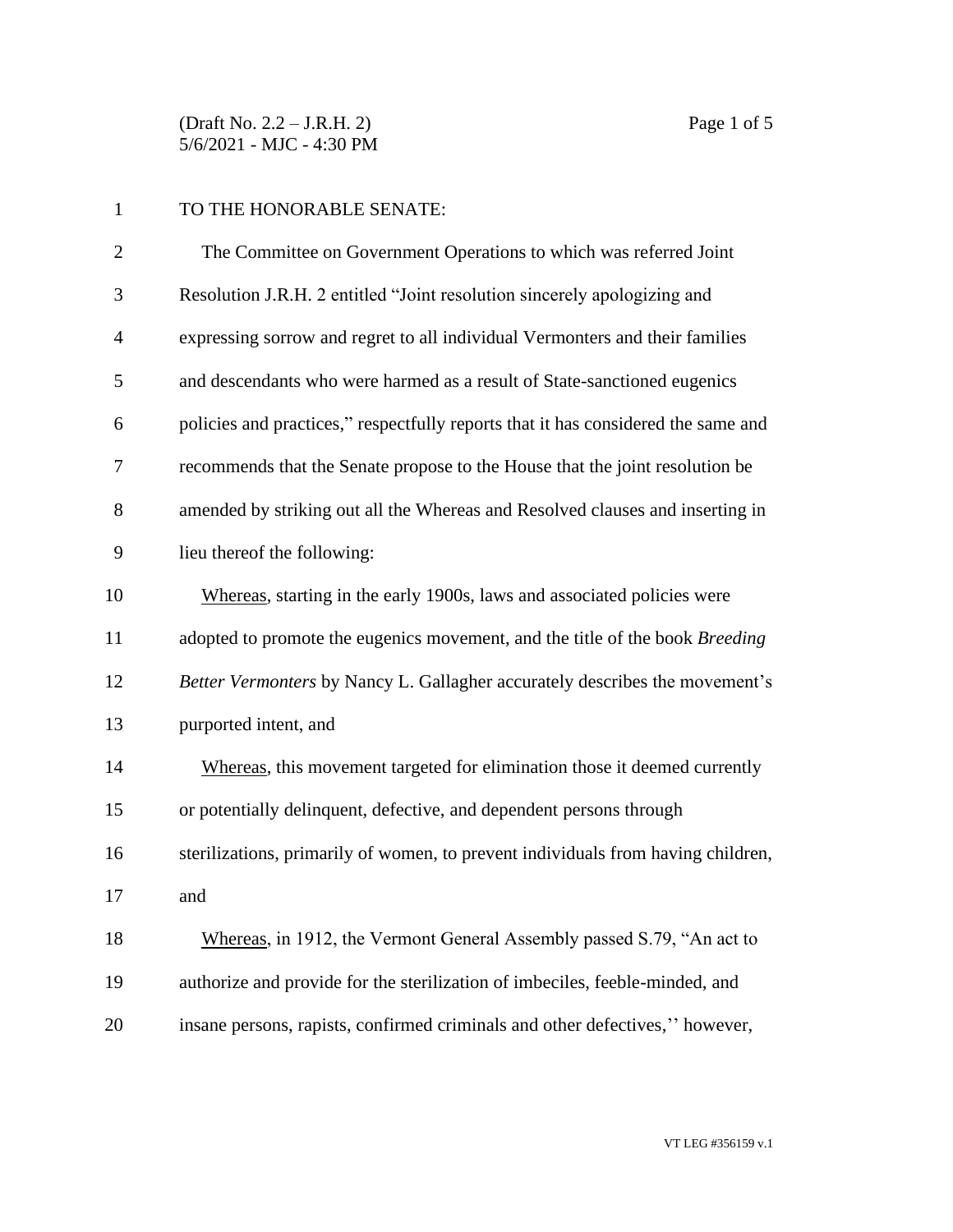TO THE HONORABLE SENATE:

The Committee on Government Operations to which was referred Joint Resolution J.R.H. 2 entitled "Joint resolution sincerely apologizing and expressing sorrow and regret to all individual Vermonters and their families and descendants who were harmed as a result of State-sanctioned eugenics policies and practices," respectfully reports that it has considered the same and recommends that the Senate propose to the House that the joint resolution be amended by striking out all the Whereas and Resolved clauses and inserting in lieu thereof the following:

Whereas, starting in the early 1900s, laws and associated policies were adopted to promote the eugenics movement, and the title of the book *Breeding Better Vermonters* by Nancy L. Gallagher accurately describes the movement's purported intent, and

Whereas, this movement targeted for elimination those it deemed currently or potentially delinquent, defective, and dependent persons through sterilizations, primarily of women, to prevent individuals from having children, and

Whereas, in 1912, the Vermont General Assembly passed S.79, "An act to authorize and provide for the sterilization of imbeciles, feeble-minded, and insane persons, rapists, confirmed criminals and other defectives,'' however,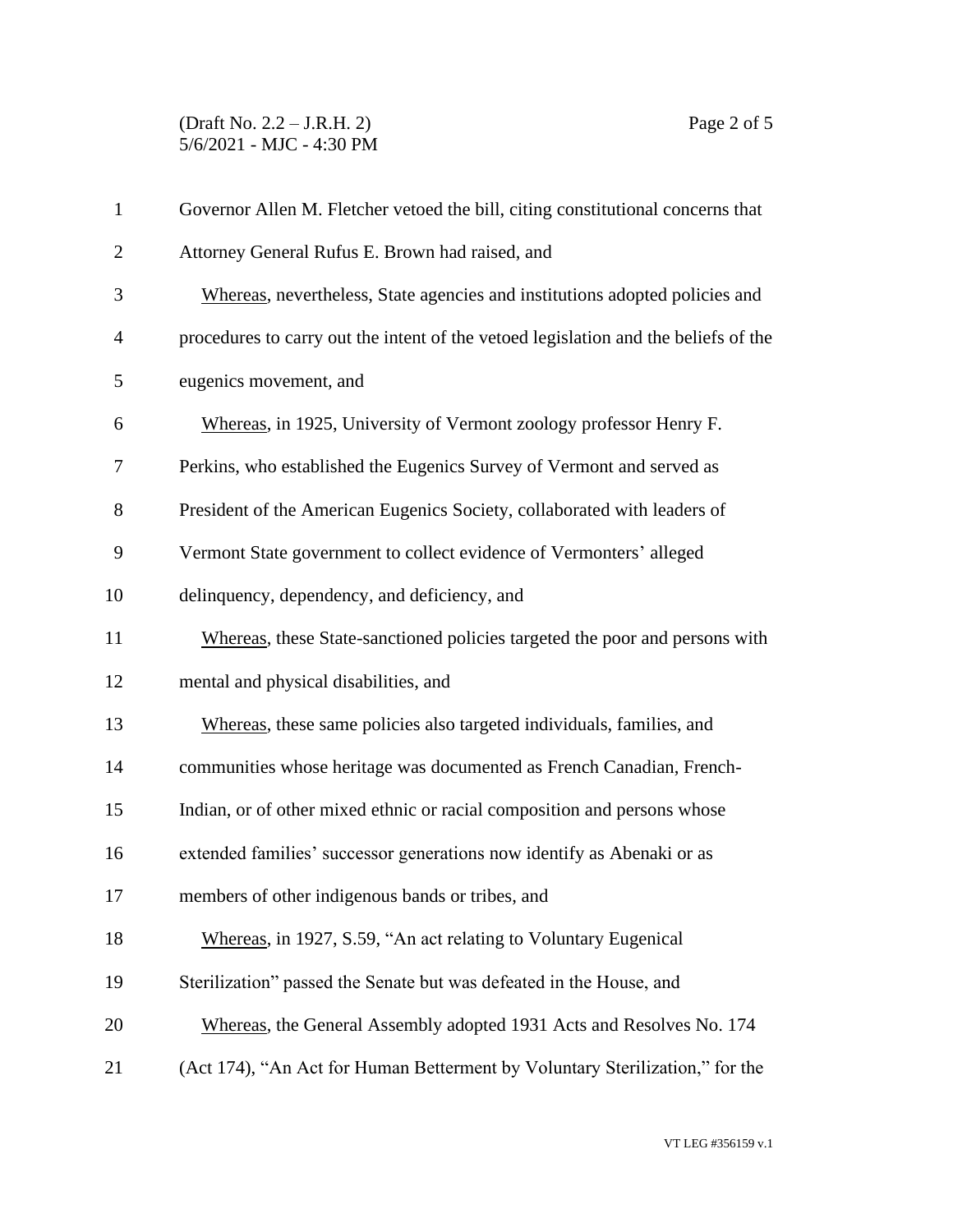Governor Allen M. Fletcher vetoed the bill, citing constitutional concerns that Attorney General Rufus E. Brown had raised, and

Whereas, nevertheless, State agencies and institutions adopted policies and procedures to carry out the intent of the vetoed legislation and the beliefs of the eugenics movement, and

Whereas, in 1925, University of Vermont zoology professor Henry F. Perkins, who established the Eugenics Survey of Vermont and served as President of the American Eugenics Society, collaborated with leaders of Vermont State government to collect evidence of Vermonters' alleged delinquency, dependency, and deficiency, and

Whereas, these State-sanctioned policies targeted the poor and persons with mental and physical disabilities, and

Whereas, these same policies also targeted individuals, families, and communities whose heritage was documented as French Canadian, French-Indian, or of other mixed ethnic or racial composition and persons whose extended families' successor generations now identify as Abenaki or as members of other indigenous bands or tribes, and

Whereas, in 1927, S.59, "An act relating to Voluntary Eugenical Sterilization" passed the Senate but was defeated in the House, and

Whereas, the General Assembly adopted 1931 Acts and Resolves No. 174 (Act 174), "An Act for Human Betterment by Voluntary Sterilization," for the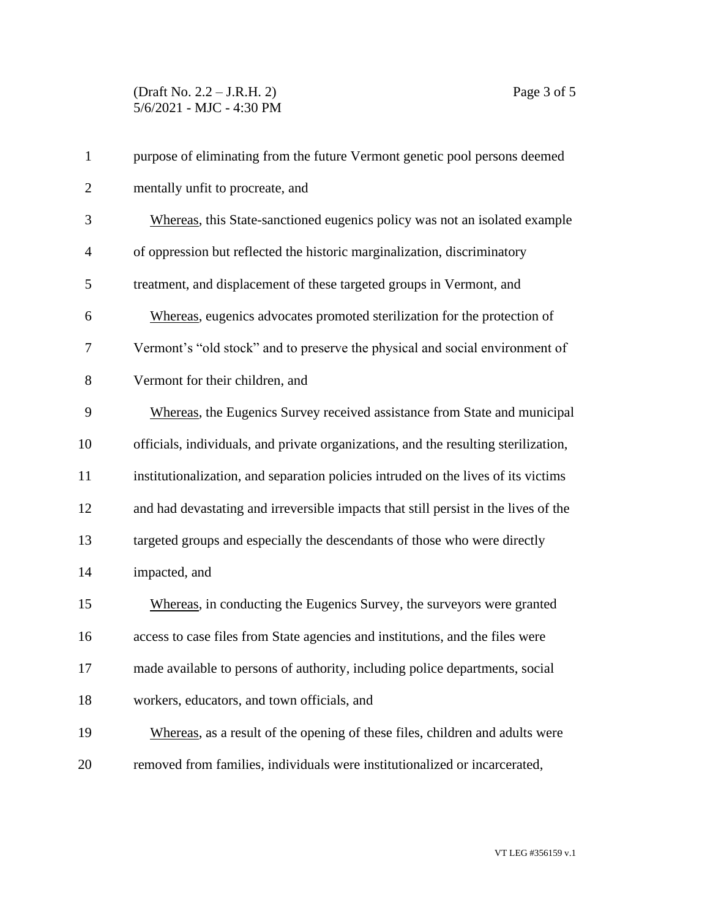purpose of eliminating from the future Vermont genetic pool persons deemed mentally unfit to procreate, and

Whereas, this State-sanctioned eugenics policy was not an isolated example of oppression but reflected the historic marginalization, discriminatory treatment, and displacement of these targeted groups in Vermont, and

Whereas, eugenics advocates promoted sterilization for the protection of Vermont's "old stock" and to preserve the physical and social environment of Vermont for their children, and

Whereas, the Eugenics Survey received assistance from State and municipal officials, individuals, and private organizations, and the resulting sterilization, institutionalization, and separation policies intruded on the lives of its victims and had devastating and irreversible impacts that still persist in the lives of the targeted groups and especially the descendants of those who were directly impacted, and

Whereas, in conducting the Eugenics Survey, the surveyors were granted access to case files from State agencies and institutions, and the files were made available to persons of authority, including police departments, social workers, educators, and town officials, and

Whereas, as a result of the opening of these files, children and adults were removed from families, individuals were institutionalized or incarcerated,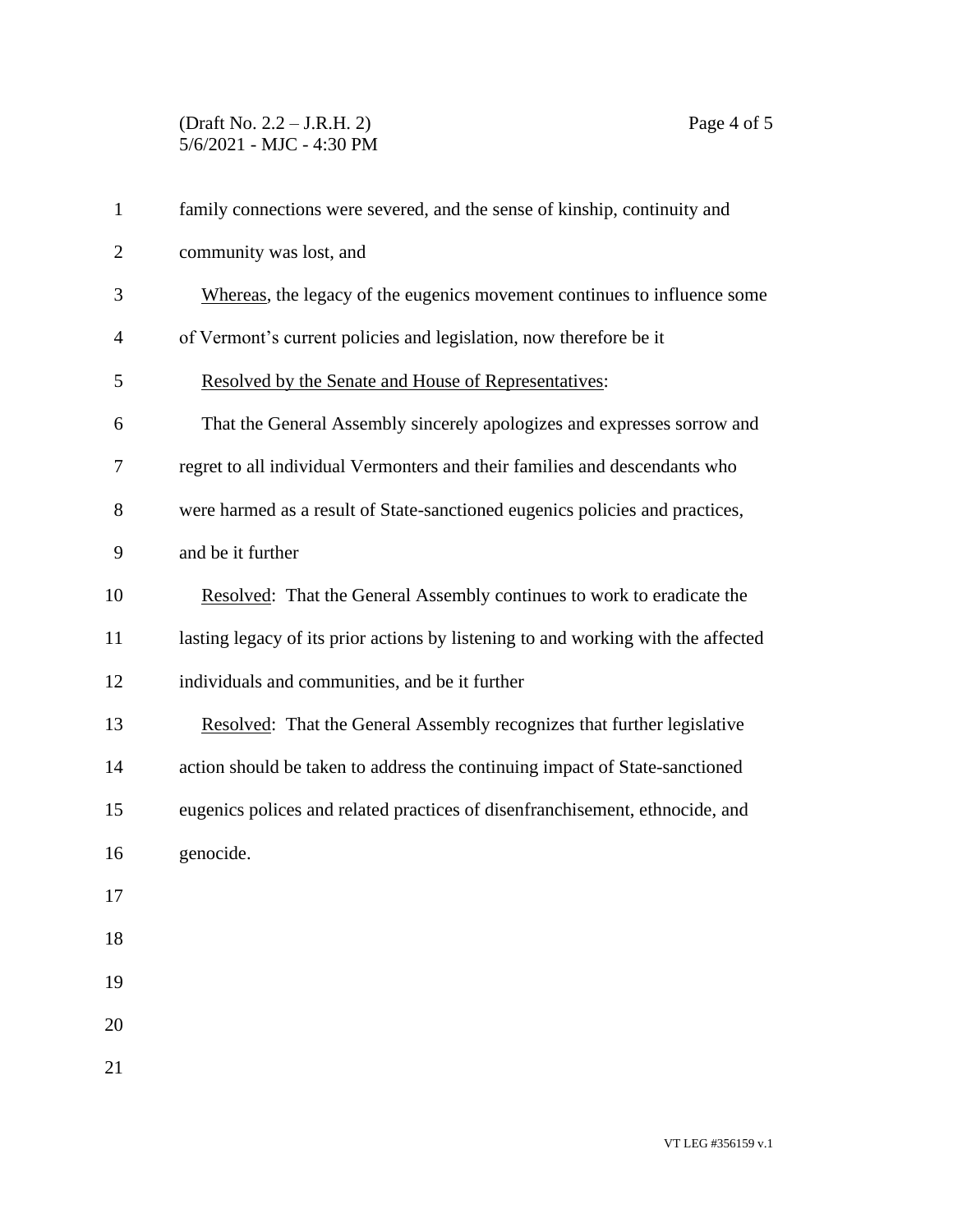family connections were severed, and the sense of kinship, continuity and community was lost, and

Whereas, the legacy of the eugenics movement continues to influence some of Vermont's current policies and legislation, now therefore be it

Resolved by the Senate and House of Representatives:

That the General Assembly sincerely apologizes and expresses sorrow and regret to all individual Vermonters and their families and descendants who were harmed as a result of State-sanctioned eugenics policies and practices, and be it further

Resolved: That the General Assembly continues to work to eradicate the lasting legacy of its prior actions by listening to and working with the affected individuals and communities, and be it further

Resolved: That the General Assembly recognizes that further legislative action should be taken to address the continuing impact of State-sanctioned eugenics polices and related practices of disenfranchisement, ethnocide, and genocide.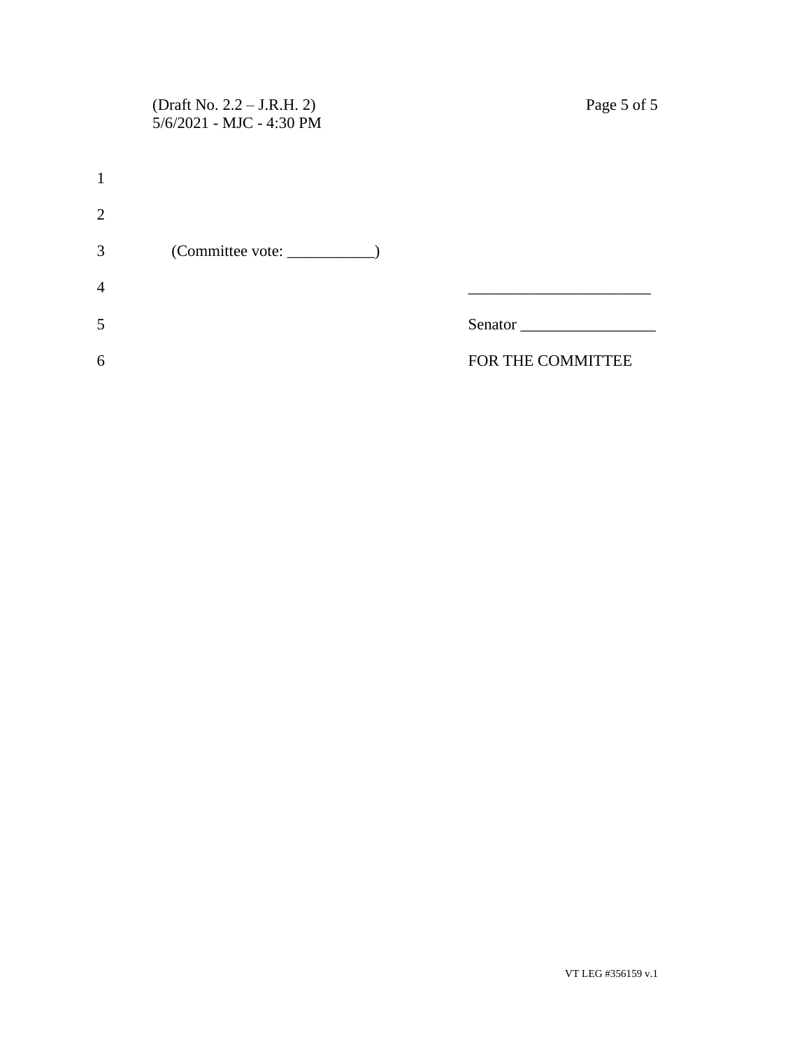(Committee vote: ___________)

_______________________

Senator _________________

FOR THE COMMITTEE